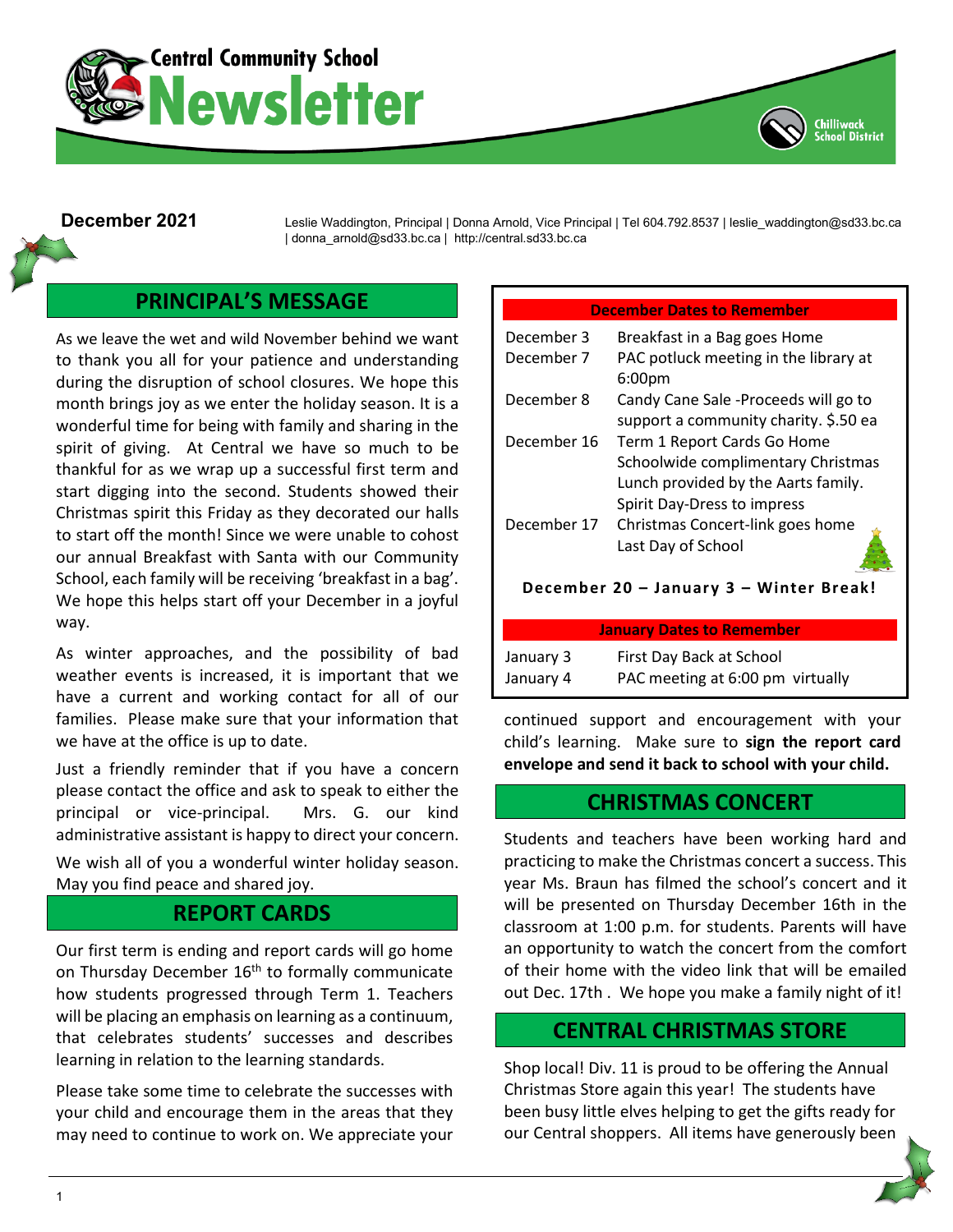# Central Community School Newsletter

Chilliwack School District

**December 2021**

Leslie Waddington, Principal | Donna Arnold, Vice Principal | Tel 604.792.8537 | leslie_waddington@sd33.bc.ca | donna_arnold@sd33.bc.ca | http://central.sd33.bc.ca

## PRINCIPAL'S MESSAGE

As we leave the wet and wild November behind we want to thank you all for your patience and understanding during the disruption of school closures. We hope this month brings joy as we enter the holiday season. It is a wonderful time for being with family and sharing in the spirit of giving. At Central we have so much to be thankful for as we wrap up a successful first term and start digging into the second. Students showed their Christmas spirit this Friday as they decorated our halls to start off the month! Since we were unable to cohost our annual Breakfast with Santa with our Community School, each family will be receiving 'breakfast in a bag'. We hope this helps start off your December in a joyful way.

As winter approaches, and the possibility of bad weather events is increased, it is important that we have a current and working contact for all of our families. Please make sure that your information that we have at the office is up to date.

Just a friendly reminder that if you have a concern please contact the office and ask to speak to either the principal or vice-principal. Mrs. G. our kind administrative assistant is happy to direct your concern.

We wish all of you a wonderful winter holiday season. May you find peace and shared joy.

## REPORT CARDS

Our first term is ending and report cards will go home on Thursday December 16th to formally communicate how students progressed through Term 1. Teachers will be placing an emphasis on learning as a continuum, that celebrates students' successes and describes learning in relation to the learning standards.

Please take some time to celebrate the successes with your child and encourage them in the areas that they may need to continue to work on. We appreciate your continued support and encouragement with your child's learning. Make sure to **sign the report card envelope and send it back to school with your child.**

| December Dates to Remember | |
|---|---|
| December 3 | Breakfast in a Bag goes Home |
| December 7 | PAC potluck meeting in the library at 6:00pm |
| December 8 | Candy Cane Sale -Proceeds will go to support a community charity. $.50 ea |
| December 16 | Term 1 Report Cards Go Home<br>Schoolwide complimentary Christmas Lunch provided by the Aarts family.<br>Spirit Day-Dress to impress |
| December 17 | Christmas Concert-link goes home<br>Last Day of School |

**December 20 – January 3 – Winter Break!**

| January Dates to Remember | |
|---|---|
| January 3 | First Day Back at School |
| January 4 | PAC meeting at 6:00 pm virtually |

## CHRISTMAS CONCERT

Students and teachers have been working hard and practicing to make the Christmas concert a success. This year Ms. Braun has filmed the school's concert and it will be presented on Thursday December 16th in the classroom at 1:00 p.m. for students. Parents will have an opportunity to watch the concert from the comfort of their home with the video link that will be emailed out Dec. 17th . We hope you make a family night of it!

## CENTRAL CHRISTMAS STORE

Shop local! Div. 11 is proud to be offering the Annual Christmas Store again this year! The students have been busy little elves helping to get the gifts ready for our Central shoppers. All items have generously been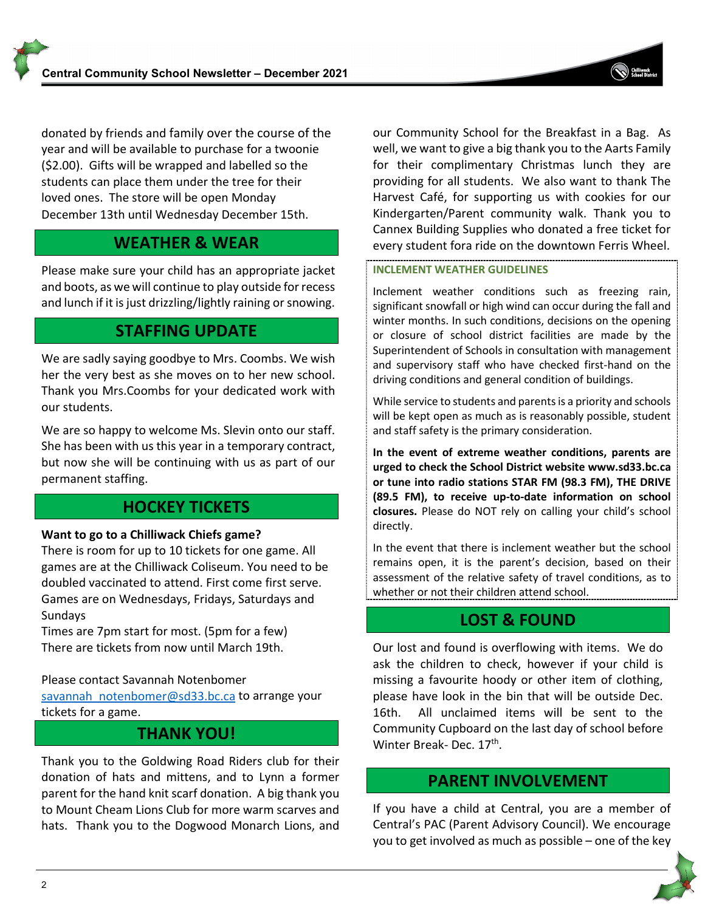donated by friends and family over the course of the year and will be available to purchase for a twoonie ($2.00). Gifts will be wrapped and labelled so the students can place them under the tree for their loved ones. The store will be open Monday December 13th until Wednesday December 15th.

## WEATHER & WEAR

Please make sure your child has an appropriate jacket and boots, as we will continue to play outside for recess and lunch if it is just drizzling/lightly raining or snowing.

## STAFFING UPDATE

We are sadly saying goodbye to Mrs. Coombs. We wish her the very best as she moves on to her new school. Thank you Mrs.Coombs for your dedicated work with our students.

We are so happy to welcome Ms. Slevin onto our staff. She has been with us this year in a temporary contract, but now she will be continuing with us as part of our permanent staffing.

## HOCKEY TICKETS

**Want to go to a Chilliwack Chiefs game?**
There is room for up to 10 tickets for one game. All games are at the Chilliwack Coliseum. You need to be doubled vaccinated to attend. First come first serve. Games are on Wednesdays, Fridays, Saturdays and Sundays
Times are 7pm start for most. (5pm for a few)
There are tickets from now until March 19th.

Please contact Savannah Notenbomer
savannah_notenbomer@sd33.bc.ca to arrange your tickets for a game.

## THANK YOU!

Thank you to the Goldwing Road Riders club for their donation of hats and mittens, and to Lynn a former parent for the hand knit scarf donation. A big thank you to Mount Cheam Lions Club for more warm scarves and hats. Thank you to the Dogwood Monarch Lions, and our Community School for the Breakfast in a Bag. As well, we want to give a big thank you to the Aarts Family for their complimentary Christmas lunch they are providing for all students. We also want to thank The Harvest Café, for supporting us with cookies for our Kindergarten/Parent community walk. Thank you to Cannex Building Supplies who donated a free ticket for every student fora ride on the downtown Ferris Wheel.

### INCLEMENT WEATHER GUIDELINES

Inclement weather conditions such as freezing rain, significant snowfall or high wind can occur during the fall and winter months. In such conditions, decisions on the opening or closure of school district facilities are made by the Superintendent of Schools in consultation with management and supervisory staff who have checked first-hand on the driving conditions and general condition of buildings.

While service to students and parents is a priority and schools will be kept open as much as is reasonably possible, student and staff safety is the primary consideration.

**In the event of extreme weather conditions, parents are urged to check the School District website www.sd33.bc.ca or tune into radio stations STAR FM (98.3 FM), THE DRIVE (89.5 FM), to receive up-to-date information on school closures.** Please do NOT rely on calling your child's school directly.

In the event that there is inclement weather but the school remains open, it is the parent's decision, based on their assessment of the relative safety of travel conditions, as to whether or not their children attend school.

## LOST & FOUND

Our lost and found is overflowing with items. We do ask the children to check, however if your child is missing a favourite hoody or other item of clothing, please have look in the bin that will be outside Dec. 16th. All unclaimed items will be sent to the Community Cupboard on the last day of school before Winter Break- Dec. 17th.

## PARENT INVOLVEMENT

If you have a child at Central, you are a member of Central's PAC (Parent Advisory Council). We encourage you to get involved as much as possible – one of the key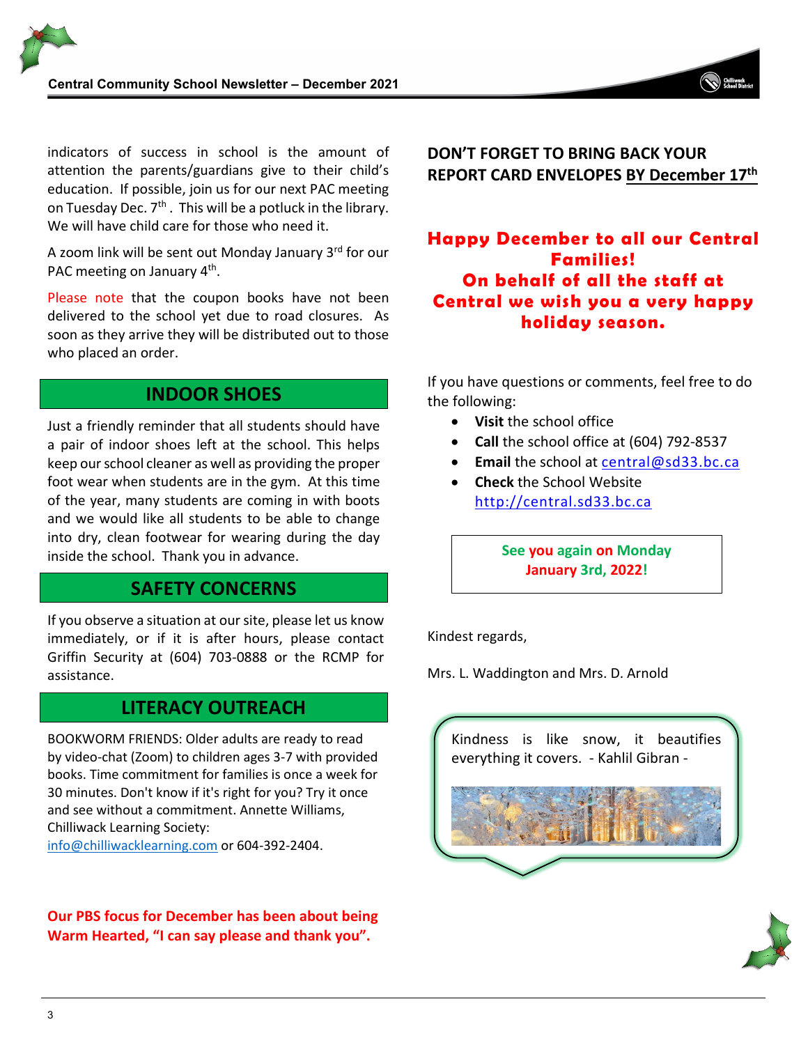indicators of success in school is the amount of attention the parents/guardians give to their child's education. If possible, join us for our next PAC meeting on Tuesday Dec. 7th. This will be a potluck in the library. We will have child care for those who need it.

A zoom link will be sent out Monday January 3rd for our PAC meeting on January 4th.

Please note that the coupon books have not been delivered to the school yet due to road closures. As soon as they arrive they will be distributed out to those who placed an order.

## INDOOR SHOES

Just a friendly reminder that all students should have a pair of indoor shoes left at the school. This helps keep our school cleaner as well as providing the proper foot wear when students are in the gym. At this time of the year, many students are coming in with boots and we would like all students to be able to change into dry, clean footwear for wearing during the day inside the school. Thank you in advance.

## SAFETY CONCERNS

If you observe a situation at our site, please let us know immediately, or if it is after hours, please contact Griffin Security at (604) 703-0888 or the RCMP for assistance.

## LITERACY OUTREACH

BOOKWORM FRIENDS: Older adults are ready to read by video-chat (Zoom) to children ages 3-7 with provided books. Time commitment for families is once a week for 30 minutes. Don't know if it's right for you? Try it once and see without a commitment. Annette Williams, Chilliwack Learning Society: info@chilliwacklearning.com or 604-392-2404.

**Our PBS focus for December has been about being Warm Hearted, "I can say please and thank you".**

**DON'T FORGET TO BRING BACK YOUR REPORT CARD ENVELOPES BY December 17th**

**Happy December to all our Central Families!**
**On behalf of all the staff at Central we wish you a very happy holiday season.**

If you have questions or comments, feel free to do the following:

- **Visit** the school office
- **Call** the school office at (604) 792-8537
- **Email** the school at central@sd33.bc.ca
- **Check** the School Website http://central.sd33.bc.ca

**See you again on Monday January 3rd, 2022!**

Kindest regards,

Mrs. L. Waddington and Mrs. D. Arnold

Kindness is like snow, it beautifies everything it covers. - Kahlil Gibran -